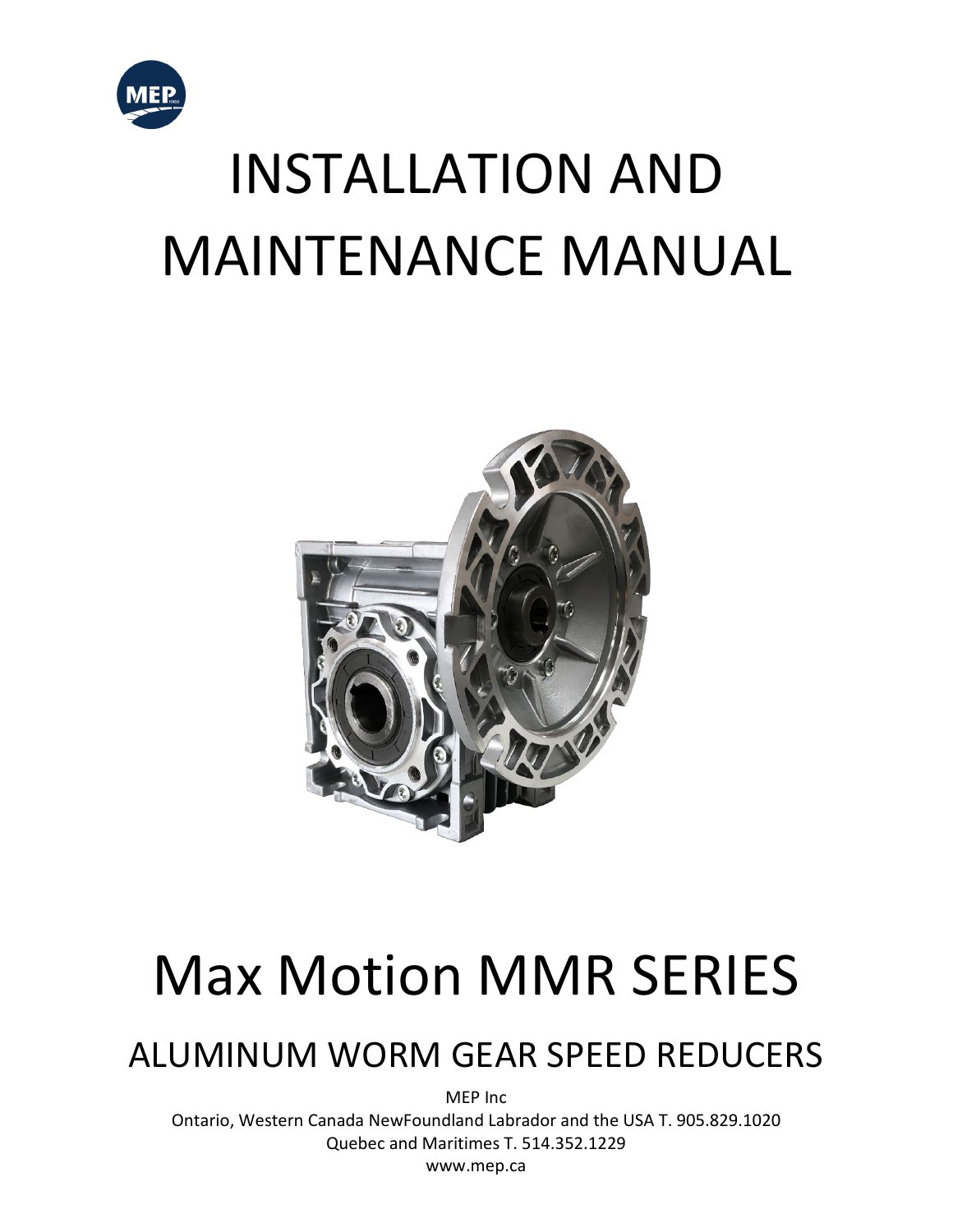# INSTALLATION AND MAINTENANCE MANUAL

# Max Motion MMR SERIES

## ALUMINUM WORM GEAR SPEED REDUCERS

MEP Inc

Ontario, Western Canada NewFoundland Labrador and the USA T. 905.829.1020

Quebec and Maritimes T. 514.352.1229

www.mep.ca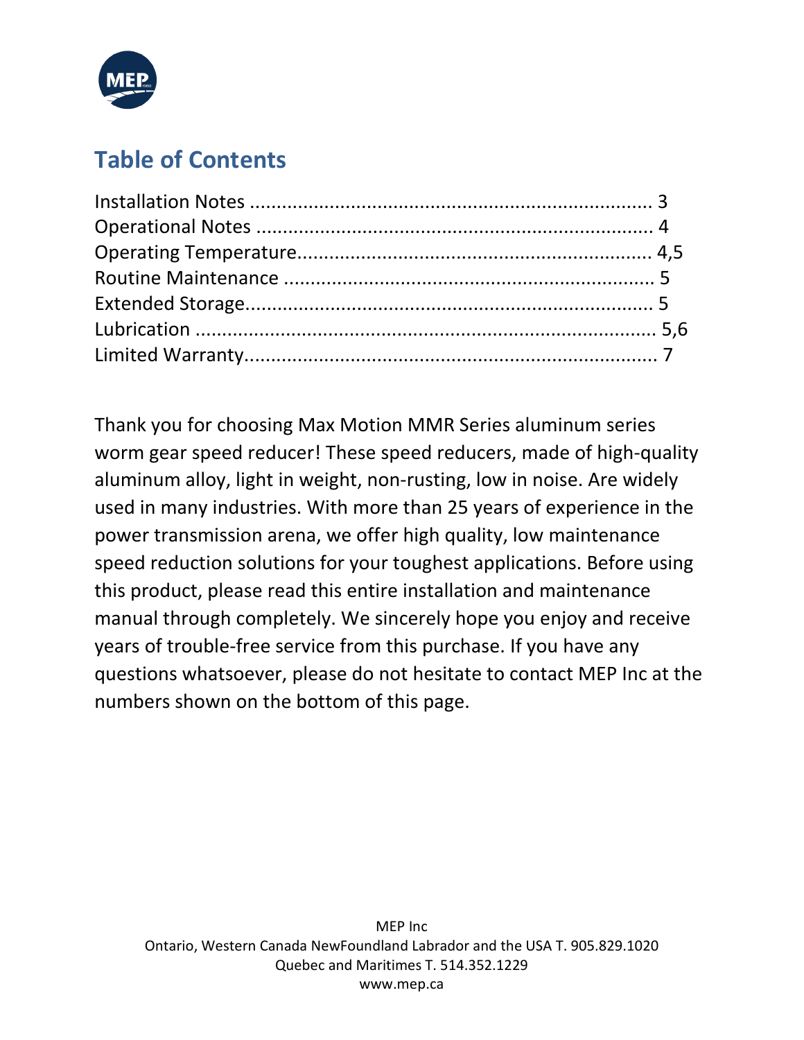## Table of Contents

Installation Notes ........................................................................... 3
Operational Notes .......................................................................... 4
Operating Temperature................................................................. 4,5
Routine Maintenance .................................................................... 5
Extended Storage........................................................................... 5
Lubrication ...................................................................................... 5,6
Limited Warranty............................................................................ 7

Thank you for choosing Max Motion MMR Series aluminum series worm gear speed reducer! These speed reducers, made of high-quality aluminum alloy, light in weight, non-rusting, low in noise. Are widely used in many industries. With more than 25 years of experience in the power transmission arena, we offer high quality, low maintenance speed reduction solutions for your toughest applications. Before using this product, please read this entire installation and maintenance manual through completely. We sincerely hope you enjoy and receive years of trouble-free service from this purchase. If you have any questions whatsoever, please do not hesitate to contact MEP Inc at the numbers shown on the bottom of this page.

MEP Inc
Ontario, Western Canada NewFoundland Labrador and the USA T. 905.829.1020
Quebec and Maritimes T. 514.352.1229
www.mep.ca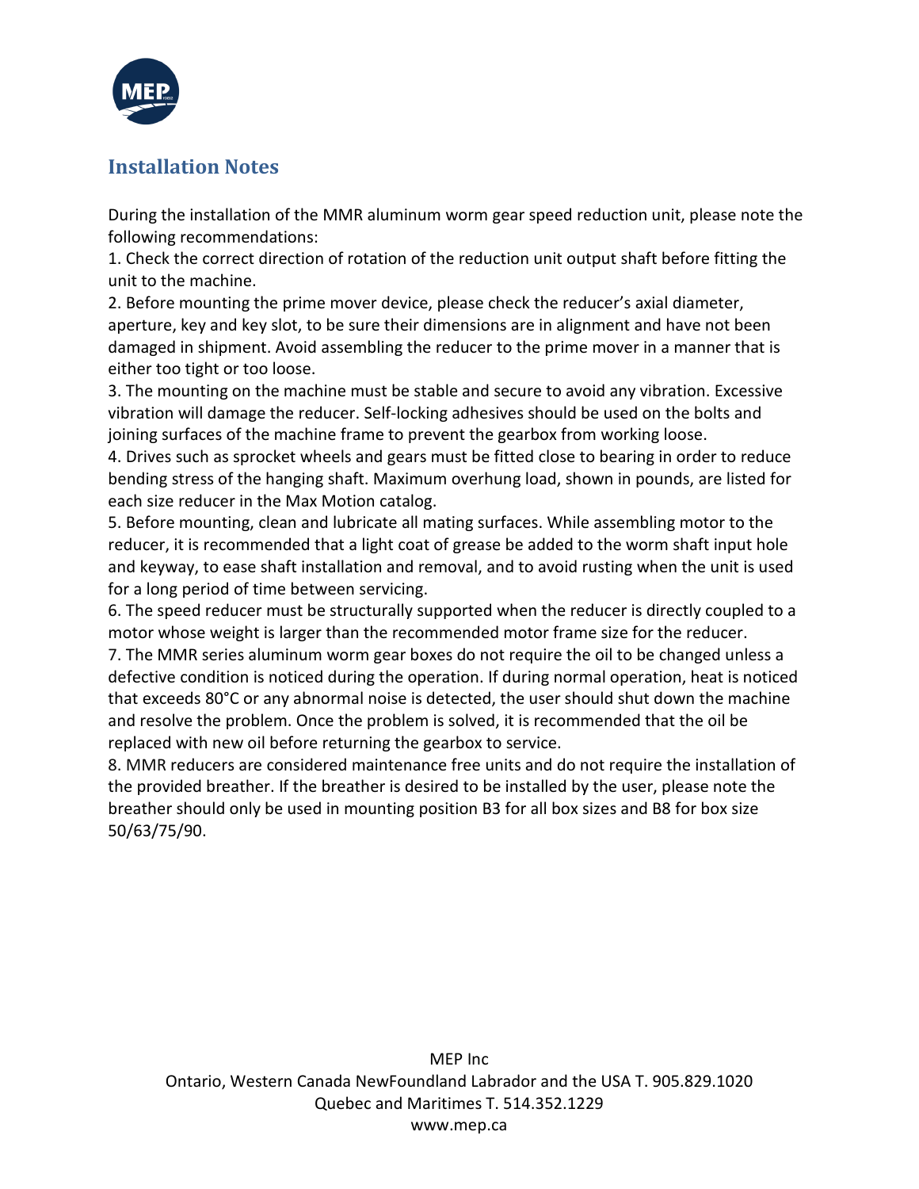## Installation Notes

During the installation of the MMR aluminum worm gear speed reduction unit, please note the following recommendations:

1. Check the correct direction of rotation of the reduction unit output shaft before fitting the unit to the machine.
2. Before mounting the prime mover device, please check the reducer's axial diameter, aperture, key and key slot, to be sure their dimensions are in alignment and have not been damaged in shipment. Avoid assembling the reducer to the prime mover in a manner that is either too tight or too loose.
3. The mounting on the machine must be stable and secure to avoid any vibration. Excessive vibration will damage the reducer. Self-locking adhesives should be used on the bolts and joining surfaces of the machine frame to prevent the gearbox from working loose.
4. Drives such as sprocket wheels and gears must be fitted close to bearing in order to reduce bending stress of the hanging shaft. Maximum overhung load, shown in pounds, are listed for each size reducer in the Max Motion catalog.
5. Before mounting, clean and lubricate all mating surfaces. While assembling motor to the reducer, it is recommended that a light coat of grease be added to the worm shaft input hole and keyway, to ease shaft installation and removal, and to avoid rusting when the unit is used for a long period of time between servicing.
6. The speed reducer must be structurally supported when the reducer is directly coupled to a motor whose weight is larger than the recommended motor frame size for the reducer.
7. The MMR series aluminum worm gear boxes do not require the oil to be changed unless a defective condition is noticed during the operation. If during normal operation, heat is noticed that exceeds 80°C or any abnormal noise is detected, the user should shut down the machine and resolve the problem. Once the problem is solved, it is recommended that the oil be replaced with new oil before returning the gearbox to service.
8. MMR reducers are considered maintenance free units and do not require the installation of the provided breather. If the breather is desired to be installed by the user, please note the breather should only be used in mounting position B3 for all box sizes and B8 for box size 50/63/75/90.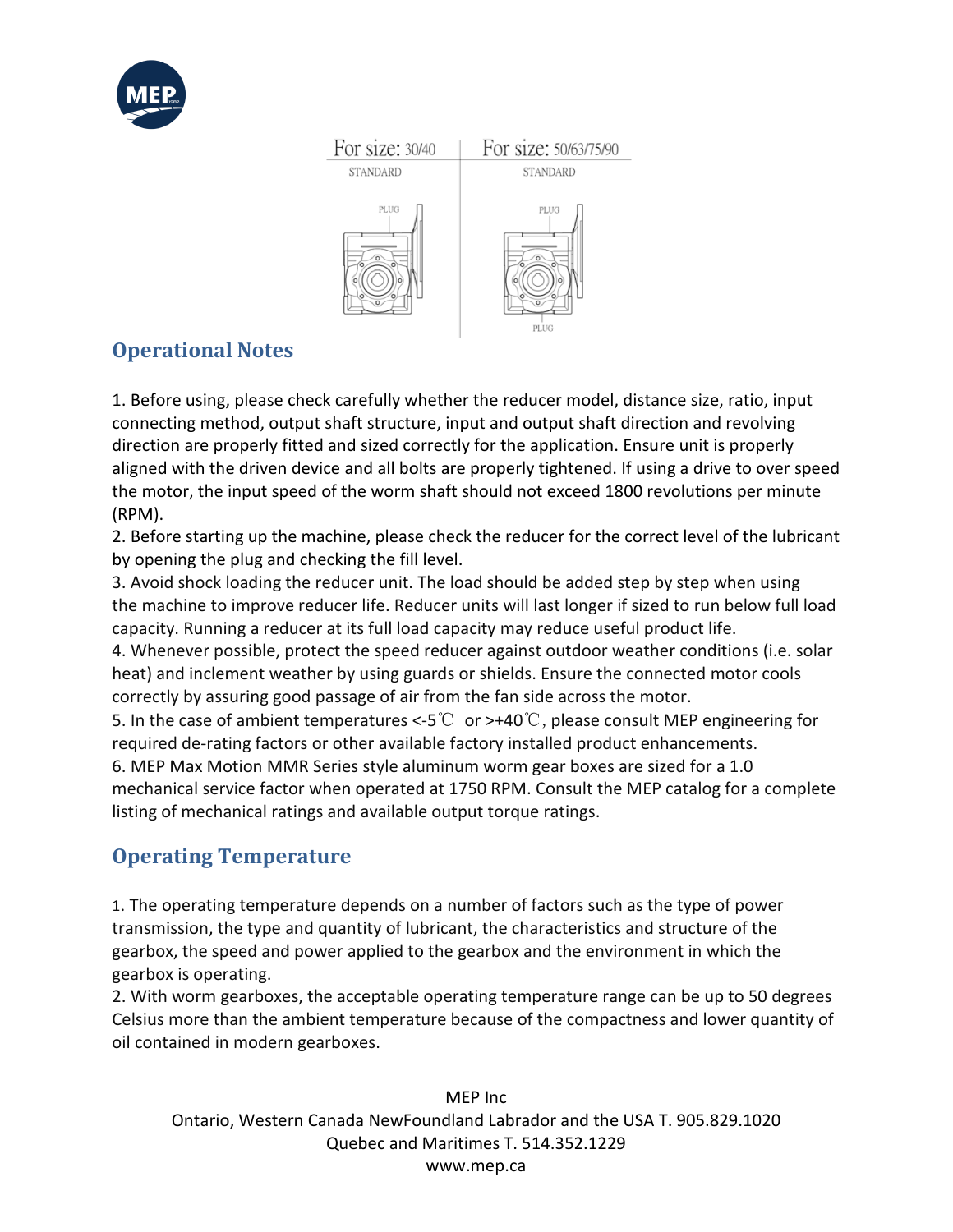For size: 30/40 — STANDARD — PLUG

For size: 50/63/75/90 — STANDARD — PLUG — PLUG

## Operational Notes

1. Before using, please check carefully whether the reducer model, distance size, ratio, input connecting method, output shaft structure, input and output shaft direction and revolving direction are properly fitted and sized correctly for the application. Ensure unit is properly aligned with the driven device and all bolts are properly tightened. If using a drive to over speed the motor, the input speed of the worm shaft should not exceed 1800 revolutions per minute (RPM).
2. Before starting up the machine, please check the reducer for the correct level of the lubricant by opening the plug and checking the fill level.
3. Avoid shock loading the reducer unit. The load should be added step by step when using the machine to improve reducer life. Reducer units will last longer if sized to run below full load capacity. Running a reducer at its full load capacity may reduce useful product life.
4. Whenever possible, protect the speed reducer against outdoor weather conditions (i.e. solar heat) and inclement weather by using guards or shields. Ensure the connected motor cools correctly by assuring good passage of air from the fan side across the motor.
5. In the case of ambient temperatures <-5℃ or >+40℃, please consult MEP engineering for required de-rating factors or other available factory installed product enhancements.
6. MEP Max Motion MMR Series style aluminum worm gear boxes are sized for a 1.0 mechanical service factor when operated at 1750 RPM. Consult the MEP catalog for a complete listing of mechanical ratings and available output torque ratings.

## Operating Temperature

1. The operating temperature depends on a number of factors such as the type of power transmission, the type and quantity of lubricant, the characteristics and structure of the gearbox, the speed and power applied to the gearbox and the environment in which the gearbox is operating.
2. With worm gearboxes, the acceptable operating temperature range can be up to 50 degrees Celsius more than the ambient temperature because of the compactness and lower quantity of oil contained in modern gearboxes.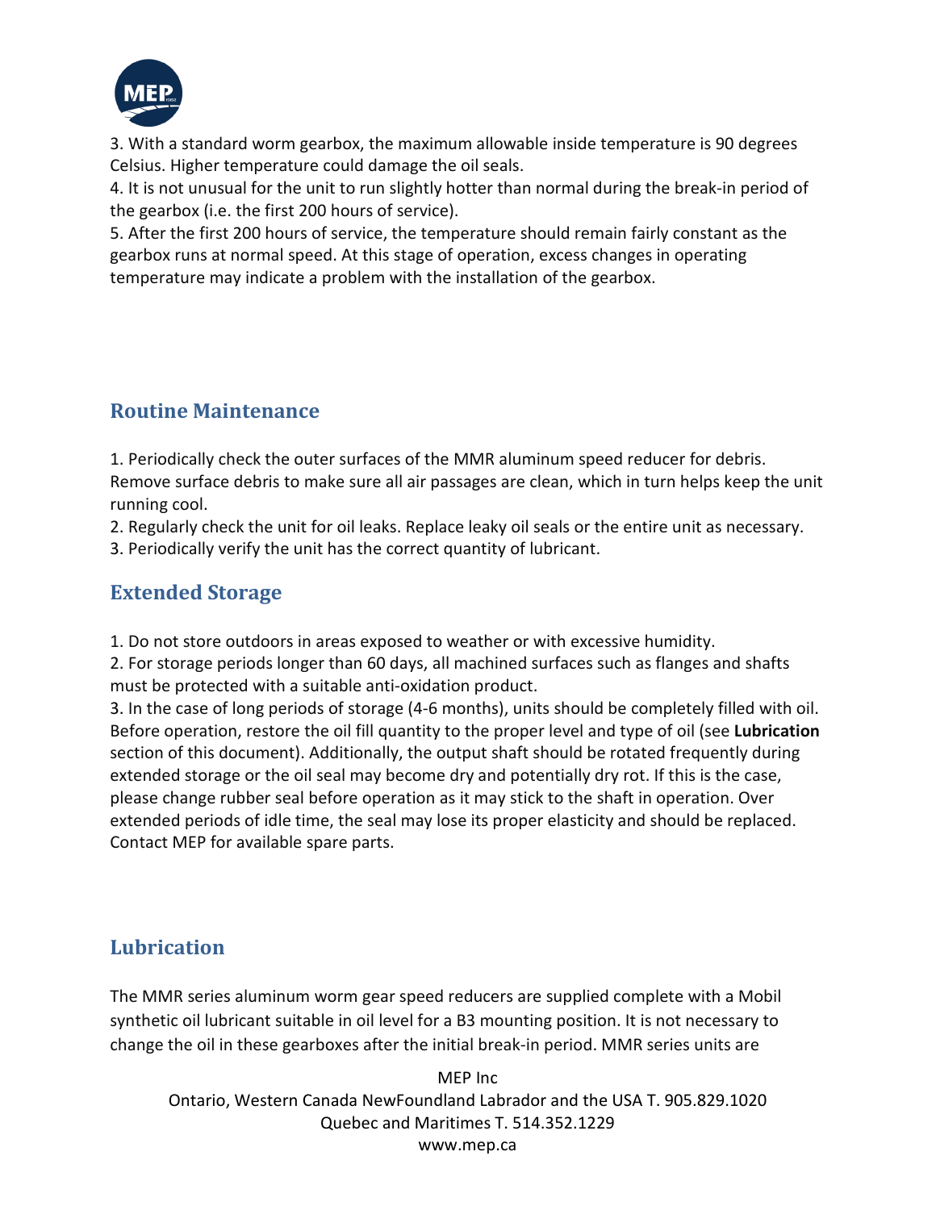3. With a standard worm gearbox, the maximum allowable inside temperature is 90 degrees Celsius. Higher temperature could damage the oil seals.
4. It is not unusual for the unit to run slightly hotter than normal during the break-in period of the gearbox (i.e. the first 200 hours of service).
5. After the first 200 hours of service, the temperature should remain fairly constant as the gearbox runs at normal speed. At this stage of operation, excess changes in operating temperature may indicate a problem with the installation of the gearbox.

## Routine Maintenance

1. Periodically check the outer surfaces of the MMR aluminum speed reducer for debris. Remove surface debris to make sure all air passages are clean, which in turn helps keep the unit running cool.
2. Regularly check the unit for oil leaks. Replace leaky oil seals or the entire unit as necessary.
3. Periodically verify the unit has the correct quantity of lubricant.

## Extended Storage

1. Do not store outdoors in areas exposed to weather or with excessive humidity.
2. For storage periods longer than 60 days, all machined surfaces such as flanges and shafts must be protected with a suitable anti-oxidation product.
3. In the case of long periods of storage (4-6 months), units should be completely filled with oil. Before operation, restore the oil fill quantity to the proper level and type of oil (see **Lubrication** section of this document). Additionally, the output shaft should be rotated frequently during extended storage or the oil seal may become dry and potentially dry rot. If this is the case, please change rubber seal before operation as it may stick to the shaft in operation. Over extended periods of idle time, the seal may lose its proper elasticity and should be replaced. Contact MEP for available spare parts.

## Lubrication

The MMR series aluminum worm gear speed reducers are supplied complete with a Mobil synthetic oil lubricant suitable in oil level for a B3 mounting position. It is not necessary to change the oil in these gearboxes after the initial break-in period. MMR series units are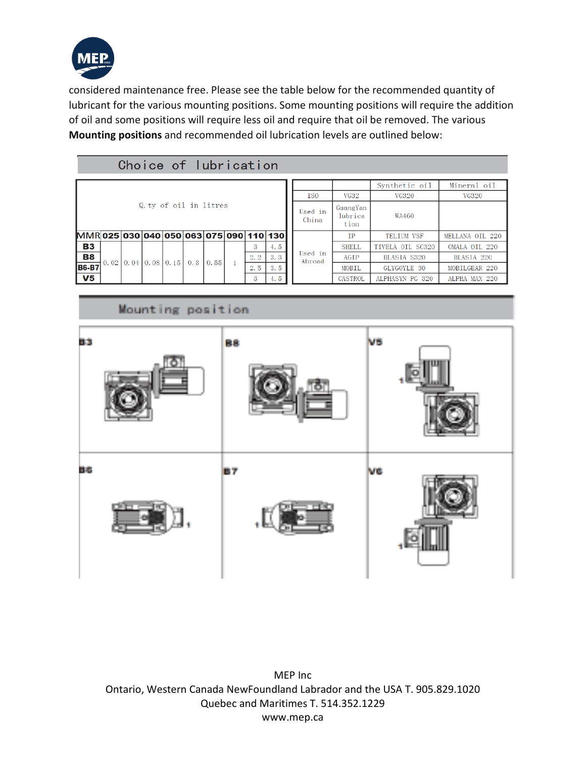considered maintenance free. Please see the table below for the recommended quantity of lubricant for the various mounting positions. Some mounting positions will require the addition of oil and some positions will require less oil and require that oil be removed. The various **Mounting positions** and recommended oil lubrication levels are outlined below:

## Choice of lubrication

| Q.ty of oil in litres | | | | | | | | | |
|---|---|---|---|---|---|---|---|---|---|
| MMR | 025 | 030 | 040 | 050 | 063 | 075 | 090 | 110 | 130 |
| B3 | 0.02 | 0.04 | 0.08 | 0.15 | 0.3 | 0.55 | 1 | 3 | 4.5 |
| B8 | | | | | | | | 2.2 | 3.3 |
| B6-B7 | | | | | | | | 2.5 | 3.5 |
| V5 | | | | | | | | 3 | 4.5 |

| | | Synthetic oil | Mineral oil |
|---|---|---|---|
| ISO | VG32 | VG320 | VG320 |
| Used in China | GuangYan lubrication | WA460 | |
| Used in Abroad | IP | TELIUM VSF | MELLANA OIL 220 |
| | SHELL | TIVELA OIL SC320 | OMALA OIL 220 |
| | AGIP | BLASIA S320 | BLASIA 220 |
| | MOBIL | GLYGOYLE 30 | MOBILGEAR 220 |
| | CASTROL | ALPHASYN PG 320 | ALPHA MAX 220 |

## Mounting position

B3 | B8 | V5

B6 | B7 | V6

MEP Inc
Ontario, Western Canada NewFoundland Labrador and the USA T. 905.829.1020
Quebec and Maritimes T. 514.352.1229
www.mep.ca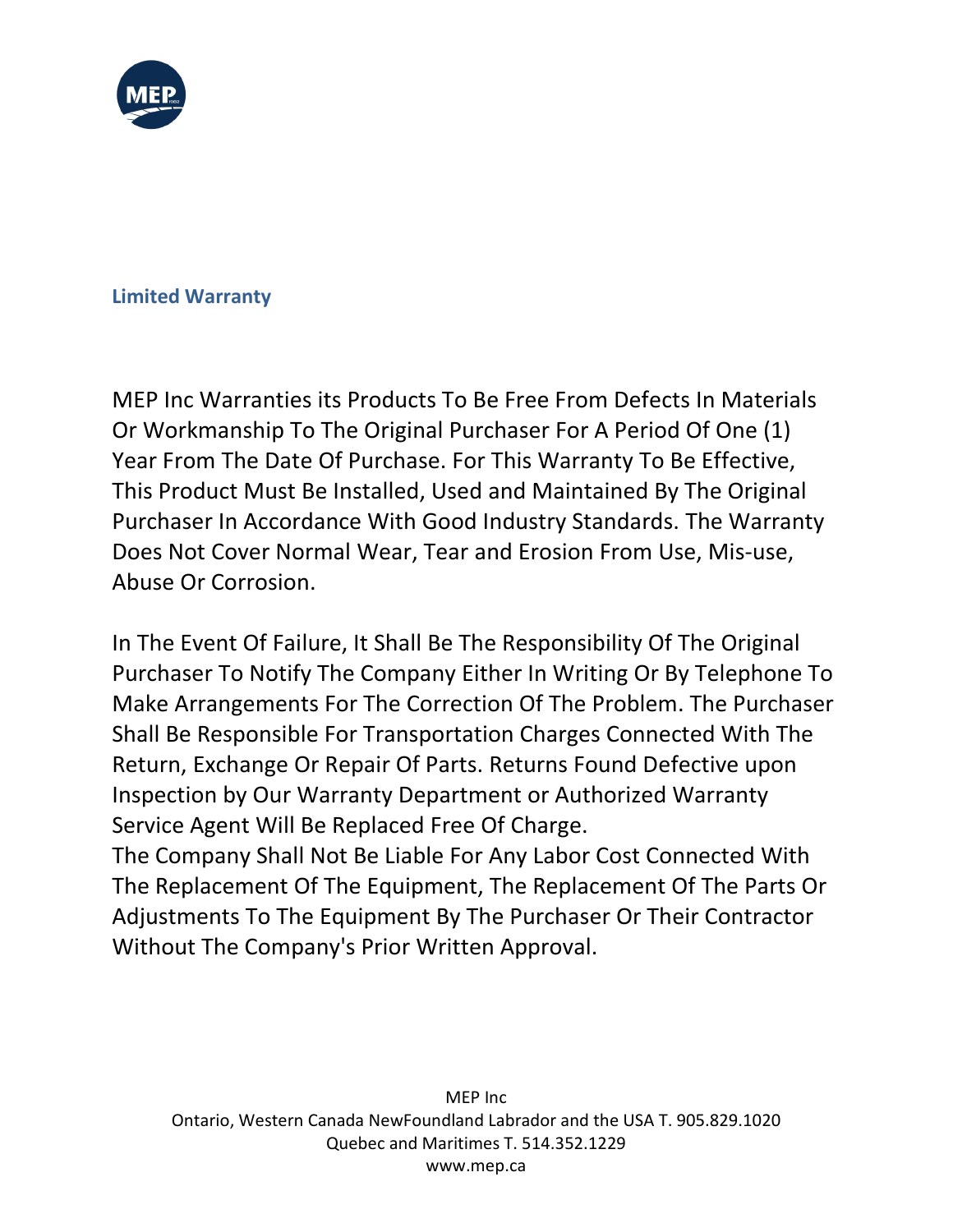## Limited Warranty

MEP Inc Warranties its Products To Be Free From Defects In Materials Or Workmanship To The Original Purchaser For A Period Of One (1) Year From The Date Of Purchase. For This Warranty To Be Effective, This Product Must Be Installed, Used and Maintained By The Original Purchaser In Accordance With Good Industry Standards. The Warranty Does Not Cover Normal Wear, Tear and Erosion From Use, Mis-use, Abuse Or Corrosion.

In The Event Of Failure, It Shall Be The Responsibility Of The Original Purchaser To Notify The Company Either In Writing Or By Telephone To Make Arrangements For The Correction Of The Problem. The Purchaser Shall Be Responsible For Transportation Charges Connected With The Return, Exchange Or Repair Of Parts. Returns Found Defective upon Inspection by Our Warranty Department or Authorized Warranty Service Agent Will Be Replaced Free Of Charge.
The Company Shall Not Be Liable For Any Labor Cost Connected With The Replacement Of The Equipment, The Replacement Of The Parts Or Adjustments To The Equipment By The Purchaser Or Their Contractor Without The Company's Prior Written Approval.

MEP Inc
Ontario, Western Canada NewFoundland Labrador and the USA T. 905.829.1020
Quebec and Maritimes T. 514.352.1229
www.mep.ca